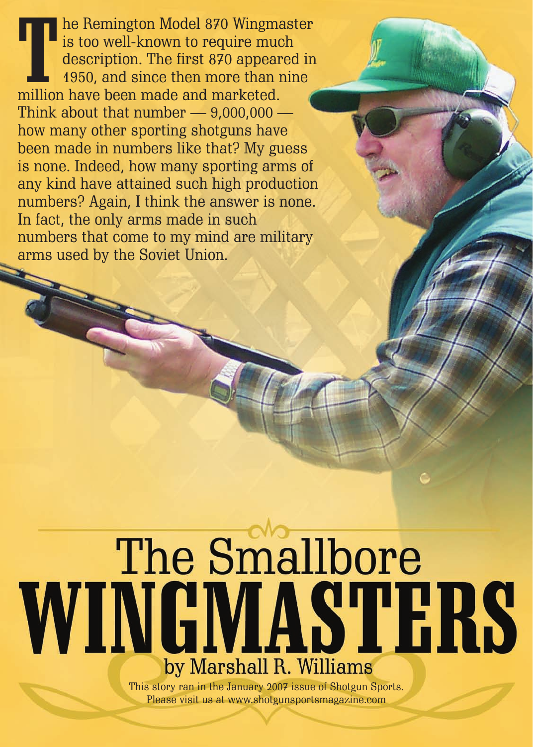# The Smallbore WINGMASTERS

by Marshall R. Williams

The Remington Model 870 Wingmaster is too well-known to require much description. The first 870 appeared in 1950, and since then more than nine million have been made and marketed. Think about that number — 9,000,000 — how many other sporting shotguns have been made in numbers like that? My guess is none. Indeed, how many sporting arms of any kind have attained such high production numbers? Again, I think the answer is none. In fact, the only arms made in such numbers that come to my mind are military arms used by the Soviet Union.

This story ran in the January 2007 issue of Shotgun Sports.
Please visit us at www.shotgunsportsmagazine.com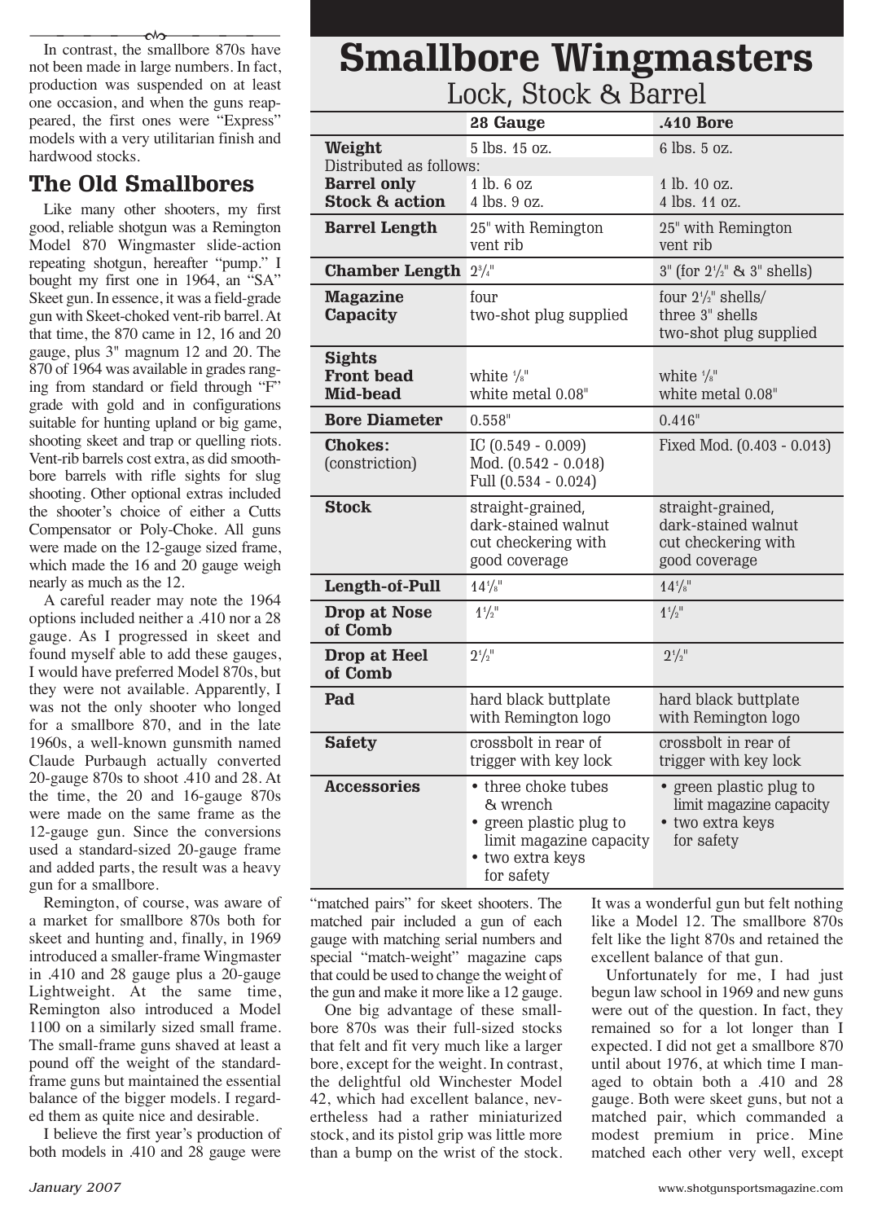In contrast, the smallbore 870s have not been made in large numbers. In fact, production was suspended on at least one occasion, and when the guns reappeared, the first ones were "Express" models with a very utilitarian finish and hardwood stocks.

## The Old Smallbores

Like many other shooters, my first good, reliable shotgun was a Remington Model 870 Wingmaster slide-action repeating shotgun, hereafter "pump." I bought my first one in 1964, an "SA" Skeet gun. In essence, it was a field-grade gun with Skeet-choked vent-rib barrel. At that time, the 870 came in 12, 16 and 20 gauge, plus 3" magnum 12 and 20. The 870 of 1964 was available in grades ranging from standard or field through "F" grade with gold and in configurations suitable for hunting upland or big game, shooting skeet and trap or quelling riots. Vent-rib barrels cost extra, as did smoothbore barrels with rifle sights for slug shooting. Other optional extras included the shooter's choice of either a Cutts Compensator or Poly-Choke. All guns were made on the 12-gauge sized frame, which made the 16 and 20 gauge weigh nearly as much as the 12.

A careful reader may note the 1964 options included neither a .410 nor a 28 gauge. As I progressed in skeet and found myself able to add these gauges, I would have preferred Model 870s, but they were not available. Apparently, I was not the only shooter who longed for a smallbore 870, and in the late 1960s, a well-known gunsmith named Claude Purbaugh actually converted 20-gauge 870s to shoot .410 and 28. At the time, the 20 and 16-gauge 870s were made on the same frame as the 12-gauge gun. Since the conversions used a standard-sized 20-gauge frame and added parts, the result was a heavy gun for a smallbore.

Remington, of course, was aware of a market for smallbore 870s both for skeet and hunting and, finally, in 1969 introduced a smaller-frame Wingmaster in .410 and 28 gauge plus a 20-gauge Lightweight. At the same time, Remington also introduced a Model 1100 on a similarly sized small frame. The small-frame guns shaved at least a pound off the weight of the standard-frame guns but maintained the essential balance of the bigger models. I regarded them as quite nice and desirable.

I believe the first year's production of both models in .410 and 28 gauge were "matched pairs" for skeet shooters. The matched pair included a gun of each gauge with matching serial numbers and special "match-weight" magazine caps that could be used to change the weight of the gun and make it more like a 12 gauge.

One big advantage of these smallbore 870s was their full-sized stocks that felt and fit very much like a larger bore, except for the weight. In contrast, the delightful old Winchester Model 42, which had excellent balance, nevertheless had a rather miniaturized stock, and its pistol grip was little more than a bump on the wrist of the stock. It was a wonderful gun but felt nothing like a Model 12. The smallbore 870s felt like the light 870s and retained the excellent balance of that gun.

Unfortunately for me, I had just begun law school in 1969 and new guns were out of the question. In fact, they remained so for a lot longer than I expected. I did not get a smallbore 870 until about 1976, at which time I managed to obtain both a .410 and 28 gauge. Both were skeet guns, but not a matched pair, which commanded a modest premium in price. Mine matched each other very well, except

## Smallbore Wingmasters

### Lock, Stock & Barrel

| | 28 Gauge | .410 Bore |
|---|---|---|
| **Weight** | 5 lbs. 15 oz. | 6 lbs. 5 oz. |
| Distributed as follows: | | |
| **Barrel only** | 1 lb. 6 oz | 1 lb. 10 oz. |
| **Stock & action** | 4 lbs. 9 oz. | 4 lbs. 11 oz. |
| **Barrel Length** | 25" with Remington vent rib | 25" with Remington vent rib |
| **Chamber Length** | 2¾" | 3" (for 2½" & 3" shells) |
| **Magazine Capacity** | four; two-shot plug supplied | four 2½" shells/ three 3" shells; two-shot plug supplied |
| **Sights** | | |
| **Front bead** | white ⅛" | white ⅛" |
| **Mid-bead** | white metal 0.08" | white metal 0.08" |
| **Bore Diameter** | 0.558" | 0.416" |
| **Chokes:** (constriction) | IC (0.549 - 0.009); Mod. (0.542 - 0.018); Full (0.534 - 0.024) | Fixed Mod. (0.403 - 0.013) |
| **Stock** | straight-grained, dark-stained walnut cut checkering with good coverage | straight-grained, dark-stained walnut cut checkering with good coverage |
| **Length-of-Pull** | 14⅛" | 14⅛" |
| **Drop at Nose of Comb** | 1½" | 1½" |
| **Drop at Heel of Comb** | 2½" | 2½" |
| **Pad** | hard black buttplate with Remington logo | hard black buttplate with Remington logo |
| **Safety** | crossbolt in rear of trigger with key lock | crossbolt in rear of trigger with key lock |
| **Accessories** | • three choke tubes & wrench • green plastic plug to limit magazine capacity • two extra keys for safety | • green plastic plug to limit magazine capacity • two extra keys for safety |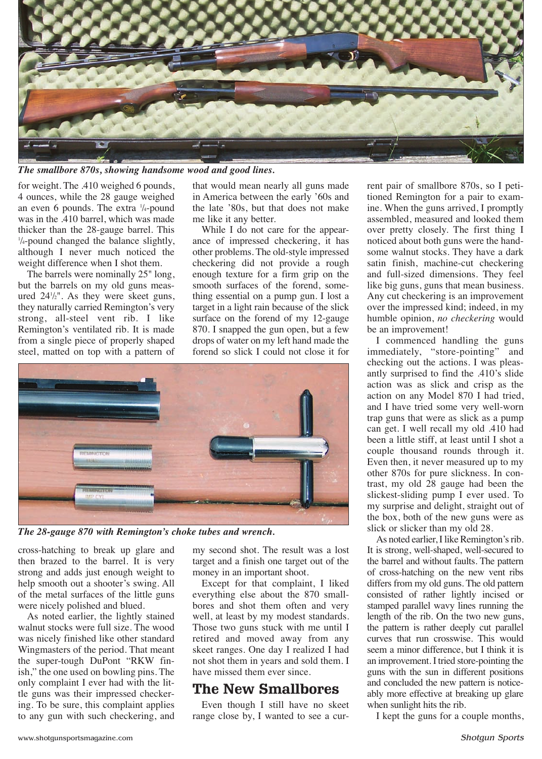*The smallbore 870s, showing handsome wood and good lines.*

for weight. The .410 weighed 6 pounds, 4 ounces, while the 28 gauge weighed an even 6 pounds. The extra ¼-pound was in the .410 barrel, which was made thicker than the 28-gauge barrel. This ¼-pound changed the balance slightly, although I never much noticed the weight difference when I shot them.

The barrels were nominally 25" long, but the barrels on my old guns measured 24½". As they were skeet guns, they naturally carried Remington's very strong, all-steel vent rib. I like Remington's ventilated rib. It is made from a single piece of properly shaped steel, matted on top with a pattern of cross-hatching to break up glare and then brazed to the barrel. It is very strong and adds just enough weight to help smooth out a shooter's swing. All of the metal surfaces of the little guns were nicely polished and blued.

As noted earlier, the lightly stained walnut stocks were full size. The wood was nicely finished like other standard Wingmasters of the period. That meant the super-tough DuPont "RKW finish," the one used on bowling pins. The only complaint I ever had with the little guns was their impressed checkering. To be sure, this complaint applies to any gun with such checkering, and that would mean nearly all guns made in America between the early '60s and the late '80s, but that does not make me like it any better.

While I do not care for the appearance of impressed checkering, it has other problems. The old-style impressed checkering did not provide a rough enough texture for a firm grip on the smooth surfaces of the forend, something essential on a pump gun. I lost a target in a light rain because of the slick surface on the forend of my 12-gauge 870. I snapped the gun open, but a few drops of water on my left hand made the forend so slick I could not close it for my second shot. The result was a lost target and a finish one target out of the money in an important shoot.

*The 28-gauge 870 with Remington's choke tubes and wrench.*

Except for that complaint, I liked everything else about the 870 smallbores and shot them often and very well, at least by my modest standards. Those two guns stuck with me until I retired and moved away from any skeet ranges. One day I realized I had not shot them in years and sold them. I have missed them ever since.

## The New Smallbores

Even though I still have no skeet range close by, I wanted to see a current pair of smallbore 870s, so I petitioned Remington for a pair to examine. When the guns arrived, I promptly assembled, measured and looked them over pretty closely. The first thing I noticed about both guns were the handsome walnut stocks. They have a dark satin finish, machine-cut checkering and full-sized dimensions. They feel like big guns, guns that mean business. Any cut checkering is an improvement over the impressed kind; indeed, in my humble opinion, *no checkering* would be an improvement!

I commenced handling the guns immediately, "store-pointing" and checking out the actions. I was pleasantly surprised to find the .410's slide action was as slick and crisp as the action on any Model 870 I had tried, and I have tried some very well-worn trap guns that were as slick as a pump can get. I well recall my old .410 had been a little stiff, at least until I shot a couple thousand rounds through it. Even then, it never measured up to my other 870s for pure slickness. In contrast, my old 28 gauge had been the slickest-sliding pump I ever used. To my surprise and delight, straight out of the box, both of the new guns were as slick or slicker than my old 28.

As noted earlier, I like Remington's rib. It is strong, well-shaped, well-secured to the barrel and without faults. The pattern of cross-hatching on the new vent ribs differs from my old guns. The old pattern consisted of rather lightly incised or stamped parallel wavy lines running the length of the rib. On the two new guns, the pattern is rather deeply cut parallel curves that run crosswise. This would seem a minor difference, but I think it is an improvement. I tried store-pointing the guns with the sun in different positions and concluded the new pattern is noticeably more effective at breaking up glare when sunlight hits the rib.

I kept the guns for a couple months,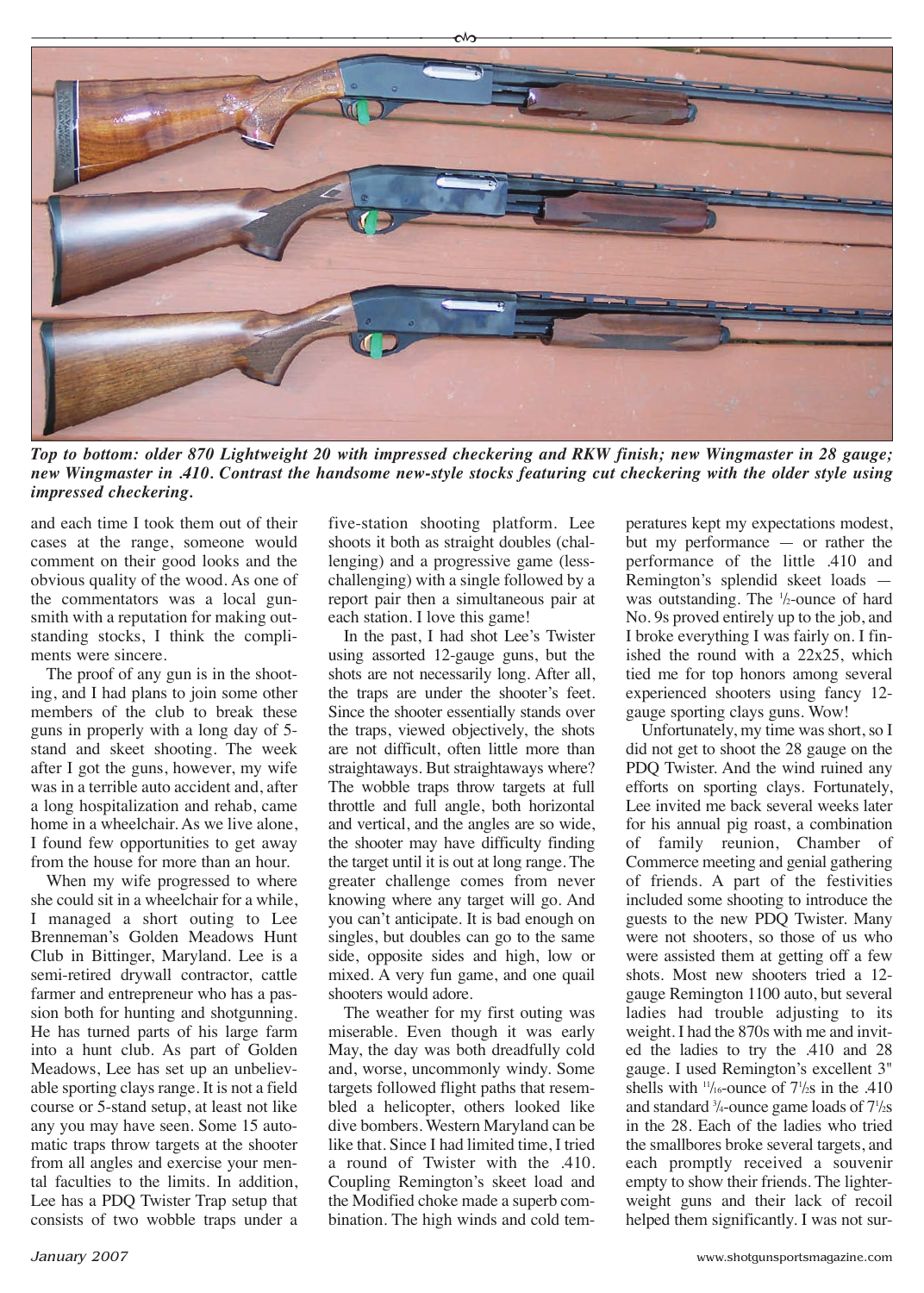*Top to bottom: older 870 Lightweight 20 with impressed checkering and RKW finish; new Wingmaster in 28 gauge; new Wingmaster in .410. Contrast the handsome new-style stocks featuring cut checkering with the older style using impressed checkering.*

and each time I took them out of their cases at the range, someone would comment on their good looks and the obvious quality of the wood. As one of the commentators was a local gunsmith with a reputation for making outstanding stocks, I think the compliments were sincere.

The proof of any gun is in the shooting, and I had plans to join some other members of the club to break these guns in properly with a long day of 5-stand and skeet shooting. The week after I got the guns, however, my wife was in a terrible auto accident and, after a long hospitalization and rehab, came home in a wheelchair. As we live alone, I found few opportunities to get away from the house for more than an hour.

When my wife progressed to where she could sit in a wheelchair for a while, I managed a short outing to Lee Brenneman's Golden Meadows Hunt Club in Bittinger, Maryland. Lee is a semi-retired drywall contractor, cattle farmer and entrepreneur who has a passion both for hunting and shotgunning. He has turned parts of his large farm into a hunt club. As part of Golden Meadows, Lee has set up an unbelievable sporting clays range. It is not a field course or 5-stand setup, at least not like any you may have seen. Some 15 automatic traps throw targets at the shooter from all angles and exercise your mental faculties to the limits. In addition, Lee has a PDQ Twister Trap setup that consists of two wobble traps under a five-station shooting platform. Lee shoots it both as straight doubles (challenging) and a progressive game (less-challenging) with a single followed by a report pair then a simultaneous pair at each station. I love this game!

In the past, I had shot Lee's Twister using assorted 12-gauge guns, but the shots are not necessarily long. After all, the traps are under the shooter's feet. Since the shooter essentially stands over the traps, viewed objectively, the shots are not difficult, often little more than straightaways. But straightaways where? The wobble traps throw targets at full throttle and full angle, both horizontal and vertical, and the angles are so wide, the shooter may have difficulty finding the target until it is out at long range. The greater challenge comes from never knowing where any target will go. And you can't anticipate. It is bad enough on singles, but doubles can go to the same side, opposite sides and high, low or mixed. A very fun game, and one quail shooters would adore.

The weather for my first outing was miserable. Even though it was early May, the day was both dreadfully cold and, worse, uncommonly windy. Some targets followed flight paths that resembled a helicopter, others looked like dive bombers. Western Maryland can be like that. Since I had limited time, I tried a round of Twister with the .410. Coupling Remington's skeet load and the Modified choke made a superb combination. The high winds and cold temperatures kept my expectations modest, but my performance — or rather the performance of the little .410 and Remington's splendid skeet loads — was outstanding. The ½-ounce of hard No. 9s proved entirely up to the job, and I broke everything I was fairly on. I finished the round with a 22x25, which tied me for top honors among several experienced shooters using fancy 12-gauge sporting clays guns. Wow!

Unfortunately, my time was short, so I did not get to shoot the 28 gauge on the PDQ Twister. And the wind ruined any efforts on sporting clays. Fortunately, Lee invited me back several weeks later for his annual pig roast, a combination of family reunion, Chamber of Commerce meeting and genial gathering of friends. A part of the festivities included some shooting to introduce the guests to the new PDQ Twister. Many were not shooters, so those of us who were assisted them at getting off a few shots. Most new shooters tried a 12-gauge Remington 1100 auto, but several ladies had trouble adjusting to its weight. I had the 870s with me and invited the ladies to try the .410 and 28 gauge. I used Remington's excellent 3" shells with 11/16-ounce of 7½s in the .410 and standard ¾-ounce game loads of 7½s in the 28. Each of the ladies who tried the smallbores broke several targets, and each promptly received a souvenir empty to show their friends. The lighter-weight guns and their lack of recoil helped them significantly. I was not sur-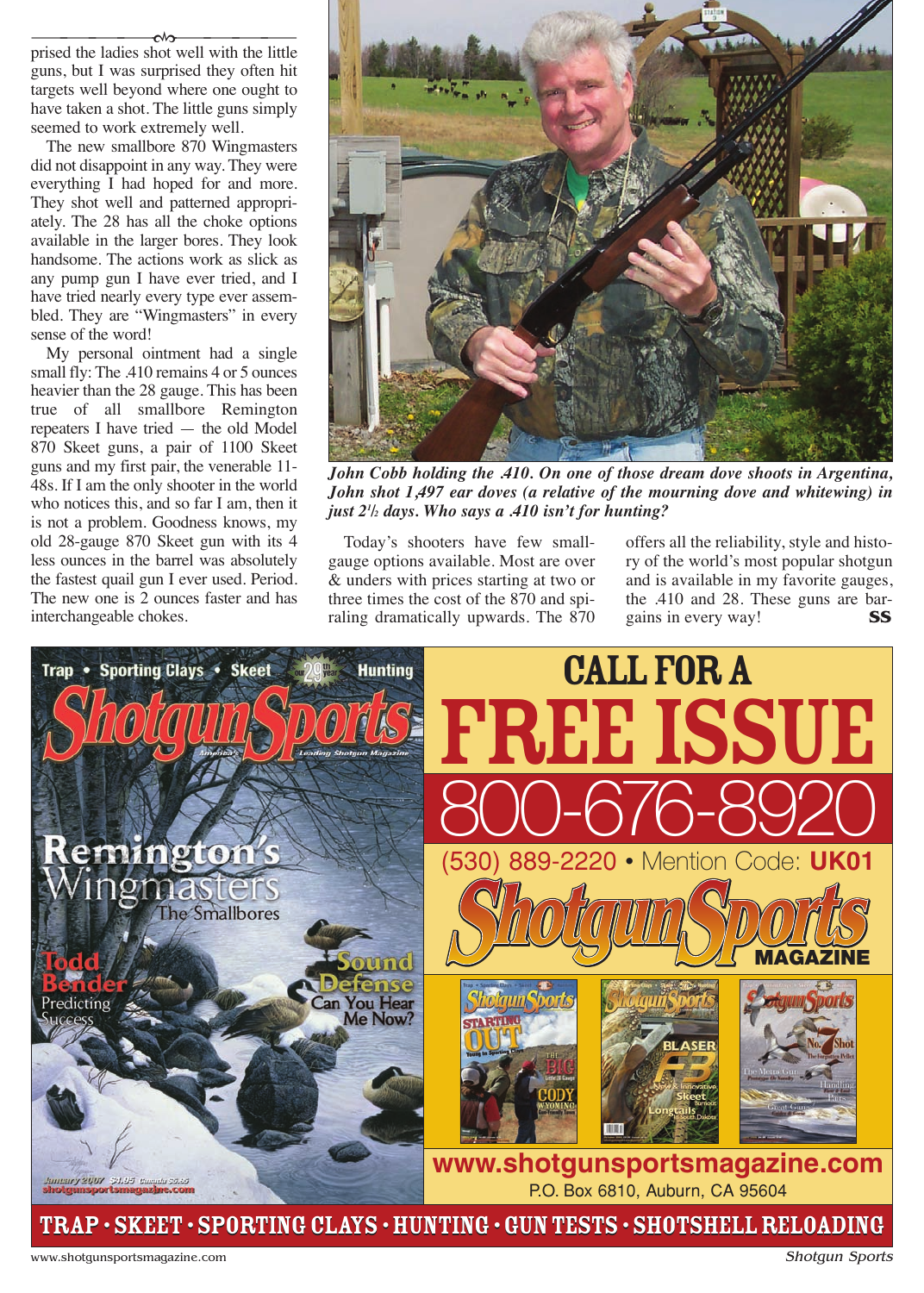prised the ladies shot well with the little guns, but I was surprised they often hit targets well beyond where one ought to have taken a shot. The little guns simply seemed to work extremely well.

The new smallbore 870 Wingmasters did not disappoint in any way. They were everything I had hoped for and more. They shot well and patterned appropriately. The 28 has all the choke options available in the larger bores. They look handsome. The actions work as slick as any pump gun I have ever tried, and I have tried nearly every type ever assembled. They are "Wingmasters" in every sense of the word!

My personal ointment had a single small fly: The .410 remains 4 or 5 ounces heavier than the 28 gauge. This has been true of all smallbore Remington repeaters I have tried — the old Model 870 Skeet guns, a pair of 1100 Skeet guns and my first pair, the venerable 11-48s. If I am the only shooter in the world who notices this, and so far I am, then it is not a problem. Goodness knows, my old 28-gauge 870 Skeet gun with its 4 less ounces in the barrel was absolutely the fastest quail gun I ever used. Period. The new one is 2 ounces faster and has interchangeable chokes.

*John Cobb holding the .410. On one of those dream dove shoots in Argentina, John shot 1,497 ear doves (a relative of the mourning dove and whitewing) in just 2½ days. Who says a .410 isn't for hunting?*

Today's shooters have few smallgauge options available. Most are over & unders with prices starting at two or three times the cost of the 870 and spiraling dramatically upwards. The 870 offers all the reliability, style and history of the world's most popular shotgun and is available in my favorite gauges, the .410 and 28. These guns are bargains in every way! **SS**

---

**CALL FOR A FREE ISSUE**

**800-676-8920**

(530) 889-2220 • Mention Code: **UK01**

**Shotgun Sports MAGAZINE**

**www.shotgunsportsmagazine.com**

P.O. Box 6810, Auburn, CA 95604

**TRAP • SKEET • SPORTING CLAYS • HUNTING • GUN TESTS • SHOTSHELL RELOADING**